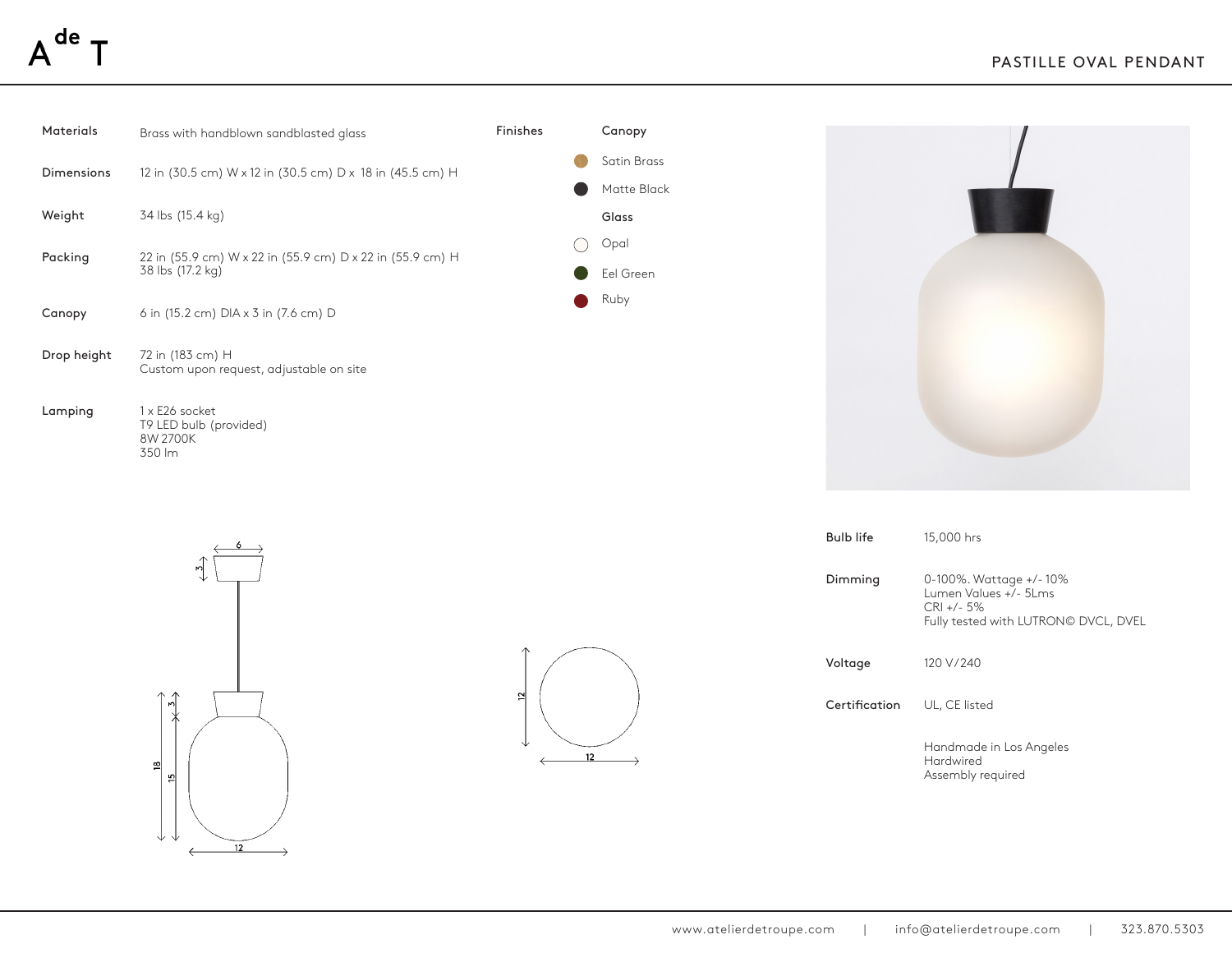# PASTILLE OVAL PENDANT

| | |
|---|---|
| **Materials** | Brass with handblown sandblasted glass |
| **Dimensions** | 12 in (30.5 cm) W x 12 in (30.5 cm) D x 18 in (45.5 cm) H |
| **Weight** | 34 lbs (15.4 kg) |
| **Packing** | 22 in (55.9 cm) W x 22 in (55.9 cm) D x 22 in (55.9 cm) H<br>38 lbs (17.2 kg) |
| **Canopy** | 6 in (15.2 cm) DIA x 3 in (7.6 cm) D |
| **Drop height** | 72 in (183 cm) H<br>Custom upon request, adjustable on site |
| **Lamping** | 1 x E26 socket<br>T9 LED bulb (provided)<br>8W 2700K<br>350 lm |

**Finishes**

**Canopy**
- Satin Brass
- Matte Black

**Glass**
- Opal
- Eel Green
- Ruby

| | |
|---|---|
| **Bulb life** | 15,000 hrs |
| **Dimming** | 0-100%. Wattage +/- 10%<br>Lumen Values +/- 5Lms<br>CRI +/- 5%<br>Fully tested with LUTRON© DVCL, DVEL |
| **Voltage** | 120 V/240 |
| **Certification** | UL, CE listed |

Handmade in Los Angeles
Hardwired
Assembly required

www.atelierdetroupe.com | info@atelierdetroupe.com | 323.870.5303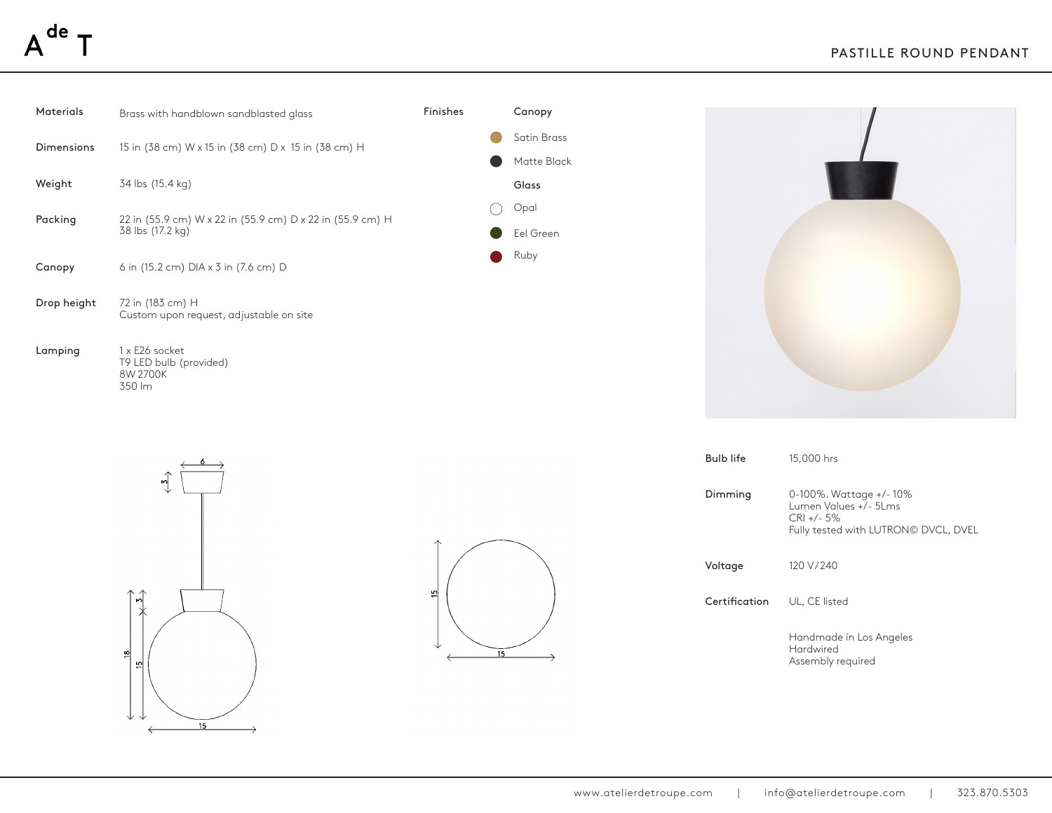# PASTILLE ROUND PENDANT

| | |
|---|---|
| **Materials** | Brass with handblown sandblasted glass |
| **Dimensions** | 15 in (38 cm) W x 15 in (38 cm) D x 15 in (38 cm) H |
| **Weight** | 34 lbs (15.4 kg) |
| **Packing** | 22 in (55.9 cm) W x 22 in (55.9 cm) D x 22 in (55.9 cm) H<br>38 lbs (17.2 kg) |
| **Canopy** | 6 in (15.2 cm) DIA x 3 in (7.6 cm) D |
| **Drop height** | 72 in (183 cm) H<br>Custom upon request, adjustable on site |
| **Lamping** | 1 x E26 socket<br>T9 LED bulb (provided)<br>8W 2700K<br>350 lm |

**Finishes**

**Canopy**
- Satin Brass
- Matte Black

**Glass**
- Opal
- Eel Green
- Ruby

6
3
3
18
15
15

15
15

| | |
|---|---|
| **Bulb life** | 15,000 hrs |
| **Dimming** | 0-100%. Wattage +/- 10%<br>Lumen Values +/- 5Lms<br>CRI +/- 5%<br>Fully tested with LUTRON© DVCL, DVEL |
| **Voltage** | 120 V/240 |
| **Certification** | UL, CE listed |

Handmade in Los Angeles
Hardwired
Assembly required

www.atelierdetroupe.com | info@atelierdetroupe.com | 323.870.5303